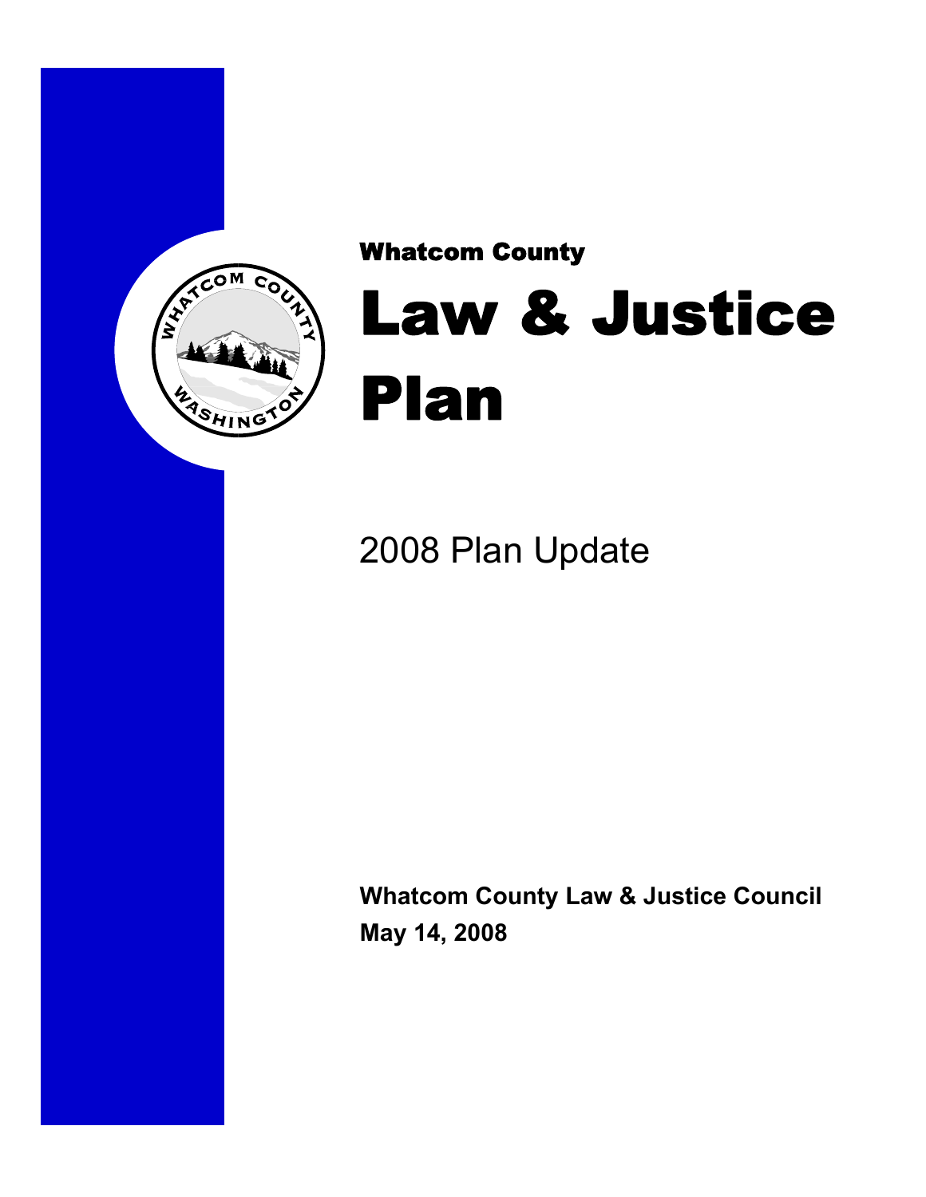Whatcom County

# Law & Justice Plan

2008 Plan Update

**Whatcom County Law & Justice Council**
**May 14, 2008**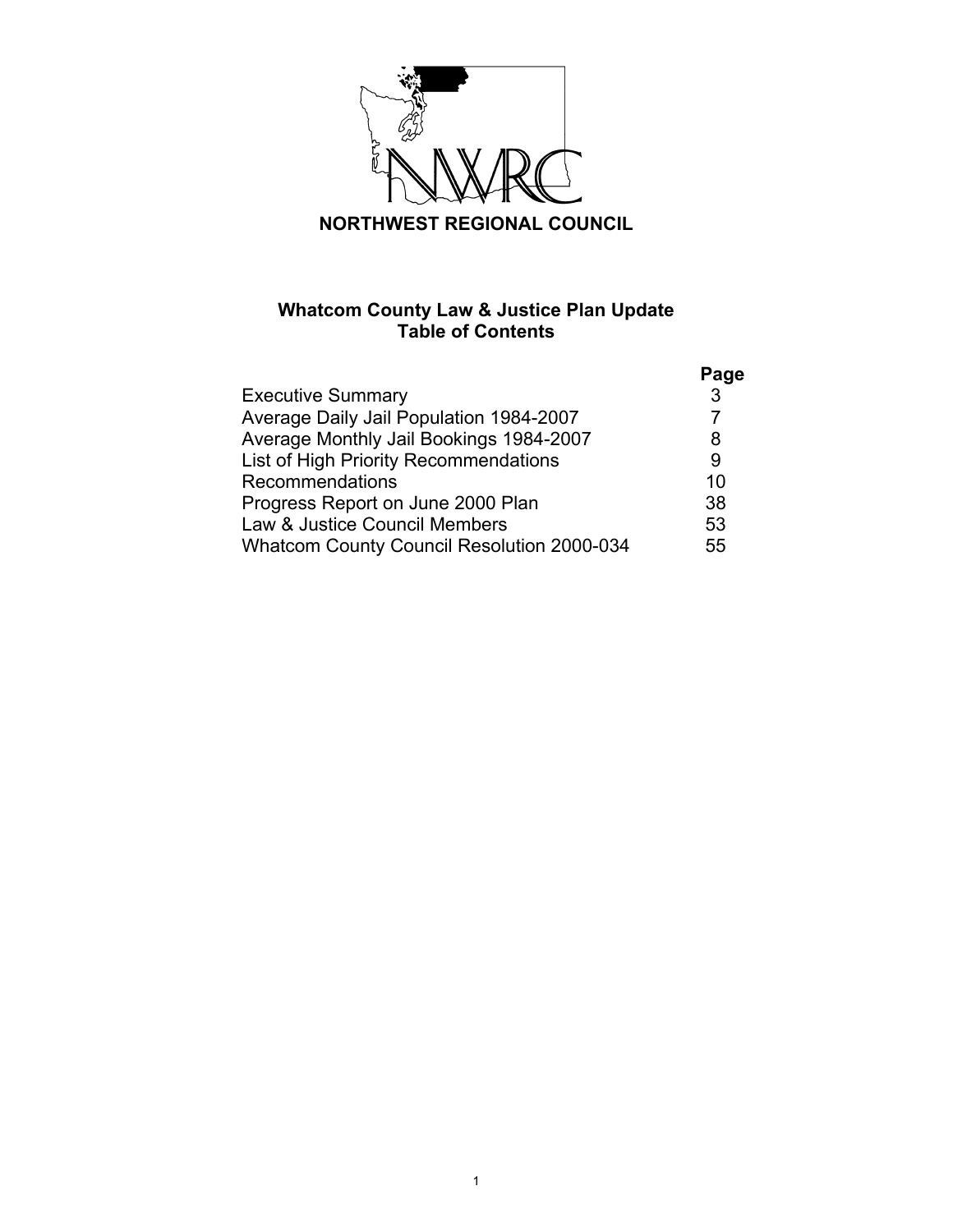**NORTHWEST REGIONAL COUNCIL**

# Whatcom County Law & Justice Plan Update
## Table of Contents

| | Page |
|---|---|
| Executive Summary | 3 |
| Average Daily Jail Population 1984-2007 | 7 |
| Average Monthly Jail Bookings 1984-2007 | 8 |
| List of High Priority Recommendations | 9 |
| Recommendations | 10 |
| Progress Report on June 2000 Plan | 38 |
| Law & Justice Council Members | 53 |
| Whatcom County Council Resolution 2000-034 | 55 |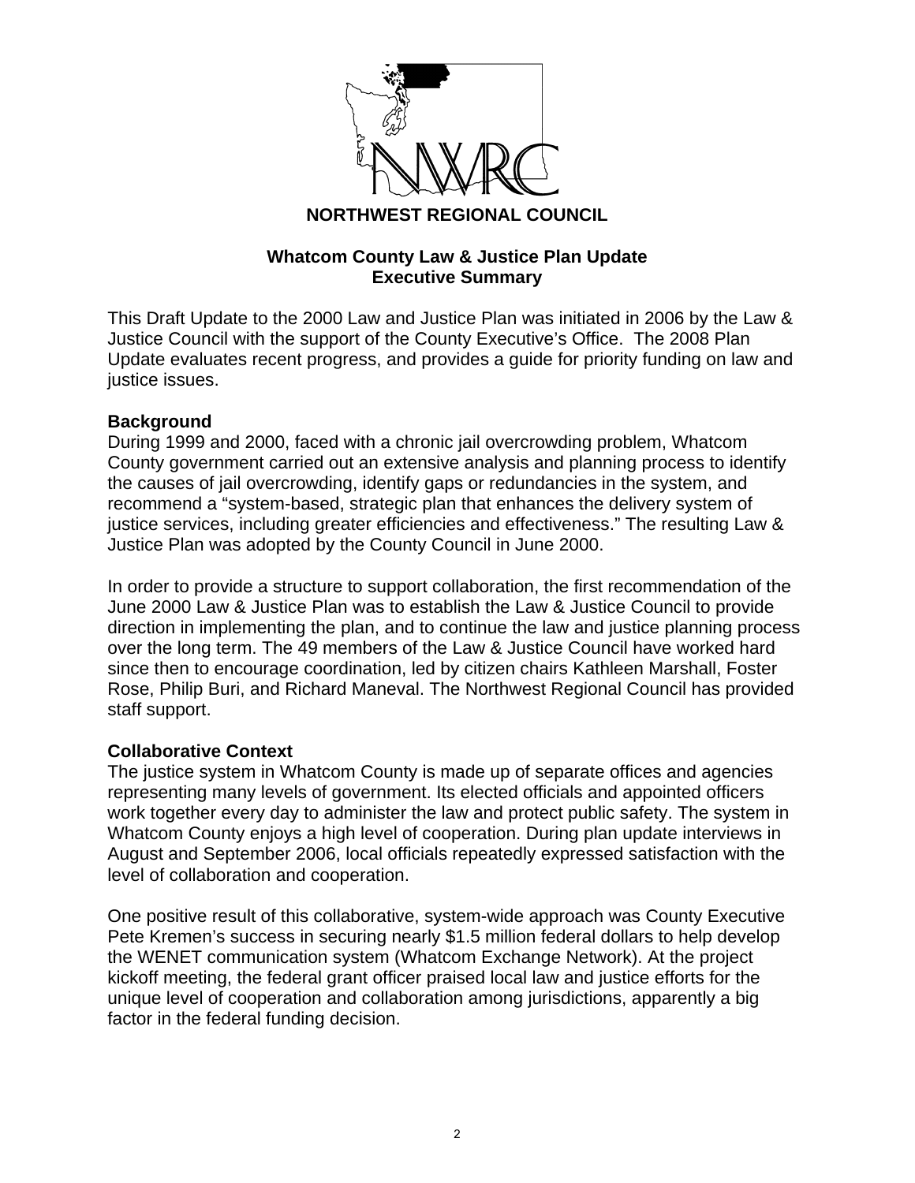**NORTHWEST REGIONAL COUNCIL**

## Whatcom County Law & Justice Plan Update
## Executive Summary

This Draft Update to the 2000 Law and Justice Plan was initiated in 2006 by the Law & Justice Council with the support of the County Executive's Office. The 2008 Plan Update evaluates recent progress, and provides a guide for priority funding on law and justice issues.

### Background

During 1999 and 2000, faced with a chronic jail overcrowding problem, Whatcom County government carried out an extensive analysis and planning process to identify the causes of jail overcrowding, identify gaps or redundancies in the system, and recommend a "system-based, strategic plan that enhances the delivery system of justice services, including greater efficiencies and effectiveness." The resulting Law & Justice Plan was adopted by the County Council in June 2000.

In order to provide a structure to support collaboration, the first recommendation of the June 2000 Law & Justice Plan was to establish the Law & Justice Council to provide direction in implementing the plan, and to continue the law and justice planning process over the long term. The 49 members of the Law & Justice Council have worked hard since then to encourage coordination, led by citizen chairs Kathleen Marshall, Foster Rose, Philip Buri, and Richard Maneval. The Northwest Regional Council has provided staff support.

### Collaborative Context

The justice system in Whatcom County is made up of separate offices and agencies representing many levels of government. Its elected officials and appointed officers work together every day to administer the law and protect public safety. The system in Whatcom County enjoys a high level of cooperation. During plan update interviews in August and September 2006, local officials repeatedly expressed satisfaction with the level of collaboration and cooperation.

One positive result of this collaborative, system-wide approach was County Executive Pete Kremen's success in securing nearly $1.5 million federal dollars to help develop the WENET communication system (Whatcom Exchange Network). At the project kickoff meeting, the federal grant officer praised local law and justice efforts for the unique level of cooperation and collaboration among jurisdictions, apparently a big factor in the federal funding decision.